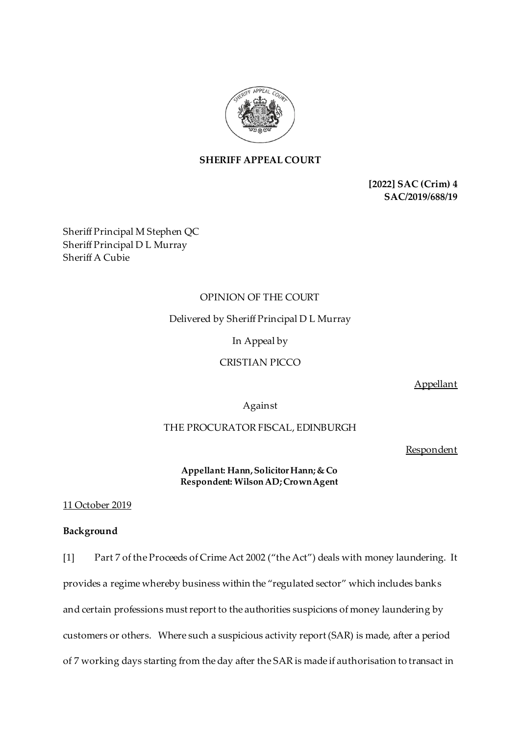**SHERIFF APPEAL COURT**

**[2022] SAC (Crim) 4**
**SAC/2019/688/19**

Sheriff Principal M Stephen QC
Sheriff Principal D L Murray
Sheriff A Cubie

OPINION OF THE COURT

Delivered by Sheriff Principal D L Murray

In Appeal by

CRISTIAN PICCO

Appellant

Against

THE PROCURATOR FISCAL, EDINBURGH

Respondent

**Appellant: Hann, Solicitor Hann; & Co**
**Respondent: Wilson AD; Crown Agent**

11 October 2019

**Background**

[1] Part 7 of the Proceeds of Crime Act 2002 ("the Act") deals with money laundering. It provides a regime whereby business within the "regulated sector" which includes banks and certain professions must report to the authorities suspicions of money laundering by customers or others. Where such a suspicious activity report (SAR) is made, after a period of 7 working days starting from the day after the SAR is made if authorisation to transact in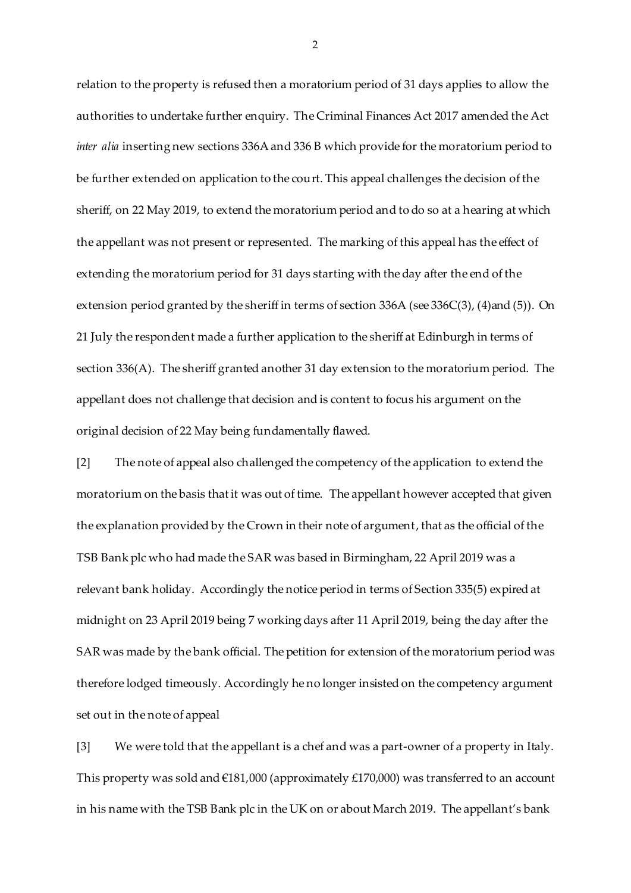relation to the property is refused then a moratorium period of 31 days applies to allow the authorities to undertake further enquiry. The Criminal Finances Act 2017 amended the Act *inter alia* inserting new sections 336A and 336 B which provide for the moratorium period to be further extended on application to the court. This appeal challenges the decision of the sheriff, on 22 May 2019, to extend the moratorium period and to do so at a hearing at which the appellant was not present or represented. The marking of this appeal has the effect of extending the moratorium period for 31 days starting with the day after the end of the extension period granted by the sheriff in terms of section 336A (see 336C(3), (4)and (5)). On 21 July the respondent made a further application to the sheriff at Edinburgh in terms of section 336(A). The sheriff granted another 31 day extension to the moratorium period. The appellant does not challenge that decision and is content to focus his argument on the original decision of 22 May being fundamentally flawed.

[2] The note of appeal also challenged the competency of the application to extend the moratorium on the basis that it was out of time. The appellant however accepted that given the explanation provided by the Crown in their note of argument, that as the official of the TSB Bank plc who had made the SAR was based in Birmingham, 22 April 2019 was a relevant bank holiday. Accordingly the notice period in terms of Section 335(5) expired at midnight on 23 April 2019 being 7 working days after 11 April 2019, being the day after the SAR was made by the bank official. The petition for extension of the moratorium period was therefore lodged timeously. Accordingly he no longer insisted on the competency argument set out in the note of appeal

[3] We were told that the appellant is a chef and was a part-owner of a property in Italy. This property was sold and €181,000 (approximately £170,000) was transferred to an account in his name with the TSB Bank plc in the UK on or about March 2019. The appellant's bank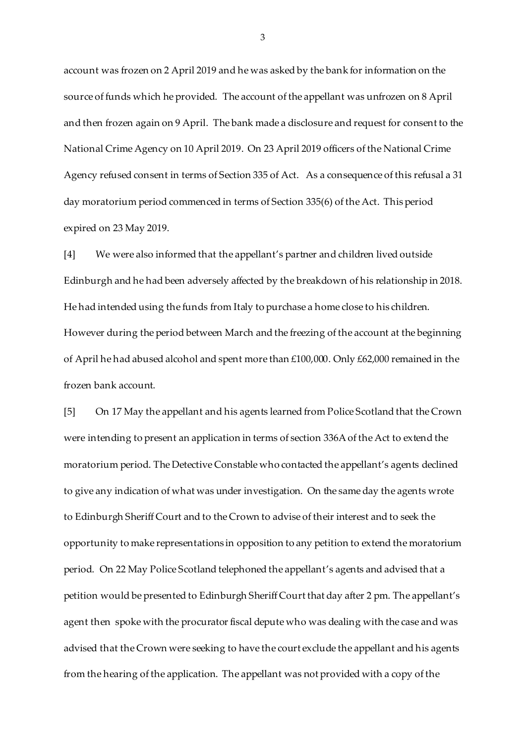account was frozen on 2 April 2019 and he was asked by the bank for information on the source of funds which he provided. The account of the appellant was unfrozen on 8 April and then frozen again on 9 April. The bank made a disclosure and request for consent to the National Crime Agency on 10 April 2019. On 23 April 2019 officers of the National Crime Agency refused consent in terms of Section 335 of Act. As a consequence of this refusal a 31 day moratorium period commenced in terms of Section 335(6) of the Act. This period expired on 23 May 2019.

[4] We were also informed that the appellant's partner and children lived outside Edinburgh and he had been adversely affected by the breakdown of his relationship in 2018. He had intended using the funds from Italy to purchase a home close to his children. However during the period between March and the freezing of the account at the beginning of April he had abused alcohol and spent more than £100,000. Only £62,000 remained in the frozen bank account.

[5] On 17 May the appellant and his agents learned from Police Scotland that the Crown were intending to present an application in terms of section 336A of the Act to extend the moratorium period. The Detective Constable who contacted the appellant's agents declined to give any indication of what was under investigation. On the same day the agents wrote to Edinburgh Sheriff Court and to the Crown to advise of their interest and to seek the opportunity to make representations in opposition to any petition to extend the moratorium period. On 22 May Police Scotland telephoned the appellant's agents and advised that a petition would be presented to Edinburgh Sheriff Court that day after 2 pm. The appellant's agent then spoke with the procurator fiscal depute who was dealing with the case and was advised that the Crown were seeking to have the court exclude the appellant and his agents from the hearing of the application. The appellant was not provided with a copy of the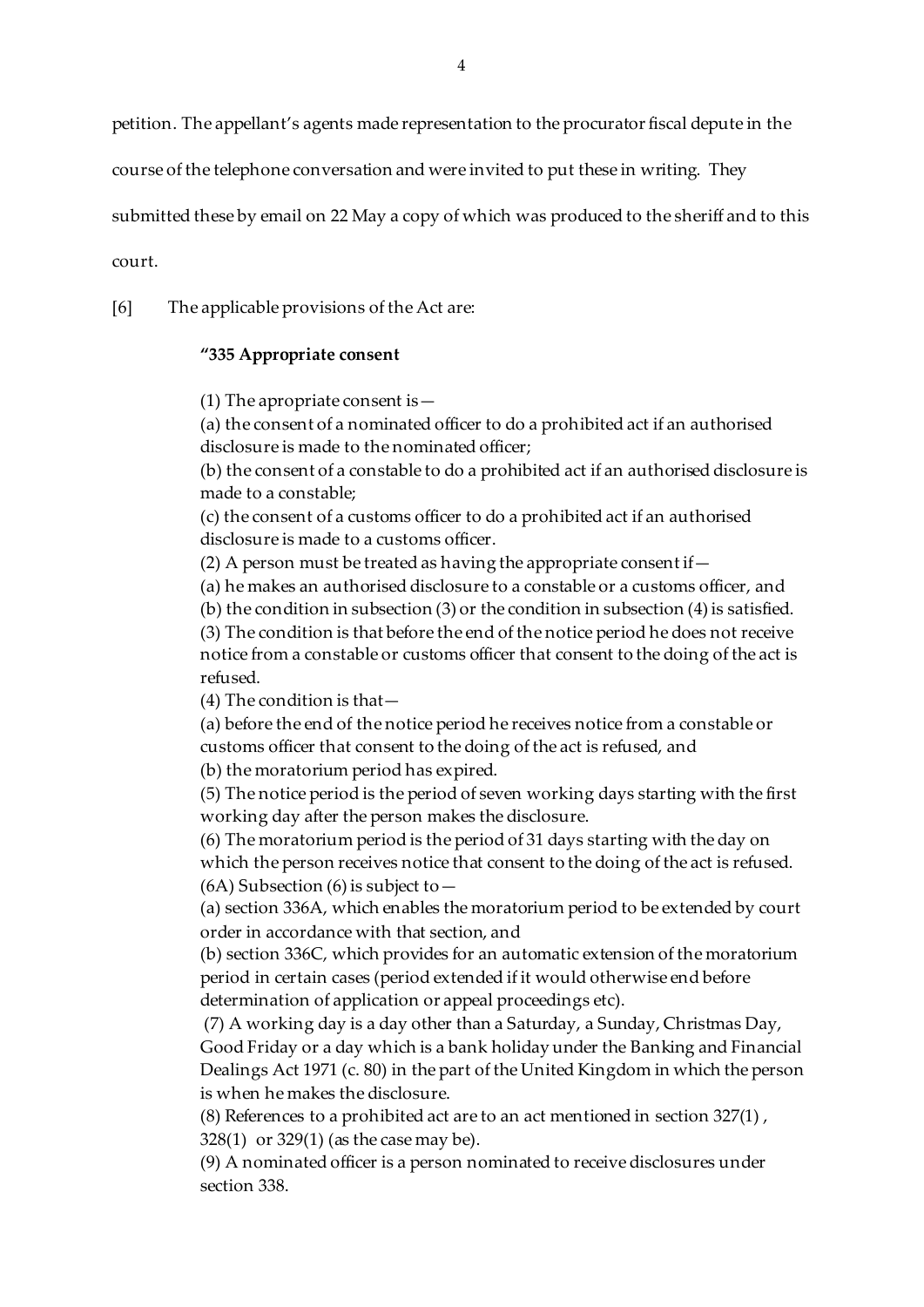petition. The appellant's agents made representation to the procurator fiscal depute in the course of the telephone conversation and were invited to put these in writing. They submitted these by email on 22 May a copy of which was produced to the sheriff and to this court.

[6] The applicable provisions of the Act are:

> **"335 Appropriate consent**
>
> (1) The apropriate consent is—
> (a) the consent of a nominated officer to do a prohibited act if an authorised disclosure is made to the nominated officer;
> (b) the consent of a constable to do a prohibited act if an authorised disclosure is made to a constable;
> (c) the consent of a customs officer to do a prohibited act if an authorised disclosure is made to a customs officer.
> (2) A person must be treated as having the appropriate consent if—
> (a) he makes an authorised disclosure to a constable or a customs officer, and
> (b) the condition in subsection (3) or the condition in subsection (4) is satisfied.
> (3) The condition is that before the end of the notice period he does not receive notice from a constable or customs officer that consent to the doing of the act is refused.
> (4) The condition is that—
> (a) before the end of the notice period he receives notice from a constable or customs officer that consent to the doing of the act is refused, and
> (b) the moratorium period has expired.
> (5) The notice period is the period of seven working days starting with the first working day after the person makes the disclosure.
> (6) The moratorium period is the period of 31 days starting with the day on which the person receives notice that consent to the doing of the act is refused.
> (6A) Subsection (6) is subject to—
> (a) section 336A, which enables the moratorium period to be extended by court order in accordance with that section, and
> (b) section 336C, which provides for an automatic extension of the moratorium period in certain cases (period extended if it would otherwise end before determination of application or appeal proceedings etc).
> (7) A working day is a day other than a Saturday, a Sunday, Christmas Day, Good Friday or a day which is a bank holiday under the Banking and Financial Dealings Act 1971 (c. 80) in the part of the United Kingdom in which the person is when he makes the disclosure.
> (8) References to a prohibited act are to an act mentioned in section 327(1), 328(1) or 329(1) (as the case may be).
> (9) A nominated officer is a person nominated to receive disclosures under section 338.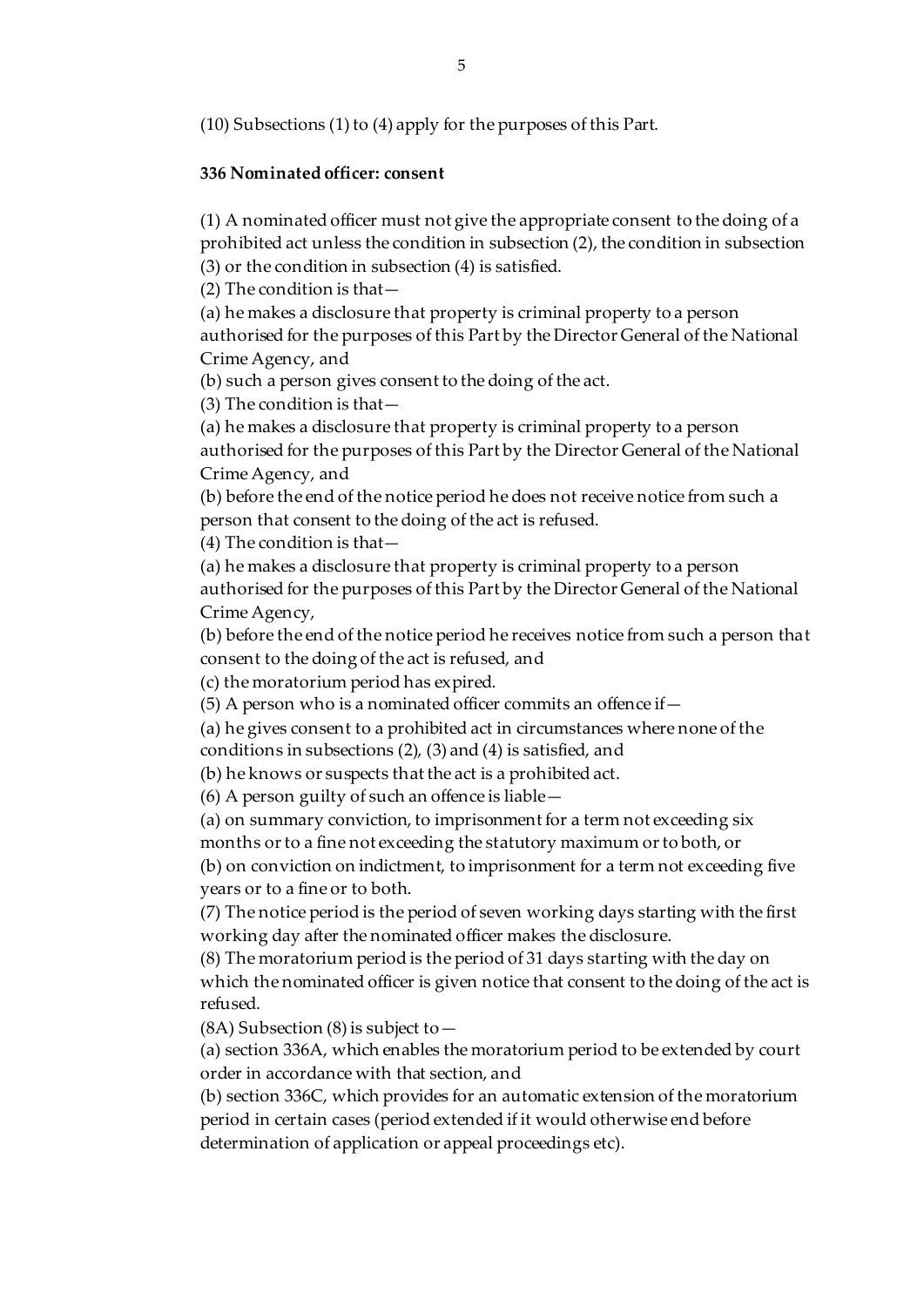(10) Subsections (1) to (4) apply for the purposes of this Part.

### 336 Nominated officer: consent

(1) A nominated officer must not give the appropriate consent to the doing of a prohibited act unless the condition in subsection (2), the condition in subsection (3) or the condition in subsection (4) is satisfied.

(2) The condition is that—

(a) he makes a disclosure that property is criminal property to a person authorised for the purposes of this Part by the Director General of the National Crime Agency, and

(b) such a person gives consent to the doing of the act.

(3) The condition is that—

(a) he makes a disclosure that property is criminal property to a person authorised for the purposes of this Part by the Director General of the National Crime Agency, and

(b) before the end of the notice period he does not receive notice from such a person that consent to the doing of the act is refused.

(4) The condition is that—

(a) he makes a disclosure that property is criminal property to a person authorised for the purposes of this Part by the Director General of the National Crime Agency,

(b) before the end of the notice period he receives notice from such a person that consent to the doing of the act is refused, and

(c) the moratorium period has expired.

(5) A person who is a nominated officer commits an offence if—

(a) he gives consent to a prohibited act in circumstances where none of the conditions in subsections (2), (3) and (4) is satisfied, and

(b) he knows or suspects that the act is a prohibited act.

(6) A person guilty of such an offence is liable—

(a) on summary conviction, to imprisonment for a term not exceeding six months or to a fine not exceeding the statutory maximum or to both, or

(b) on conviction on indictment, to imprisonment for a term not exceeding five years or to a fine or to both.

(7) The notice period is the period of seven working days starting with the first working day after the nominated officer makes the disclosure.

(8) The moratorium period is the period of 31 days starting with the day on which the nominated officer is given notice that consent to the doing of the act is refused.

(8A) Subsection (8) is subject to—

(a) section 336A, which enables the moratorium period to be extended by court order in accordance with that section, and

(b) section 336C, which provides for an automatic extension of the moratorium period in certain cases (period extended if it would otherwise end before determination of application or appeal proceedings etc).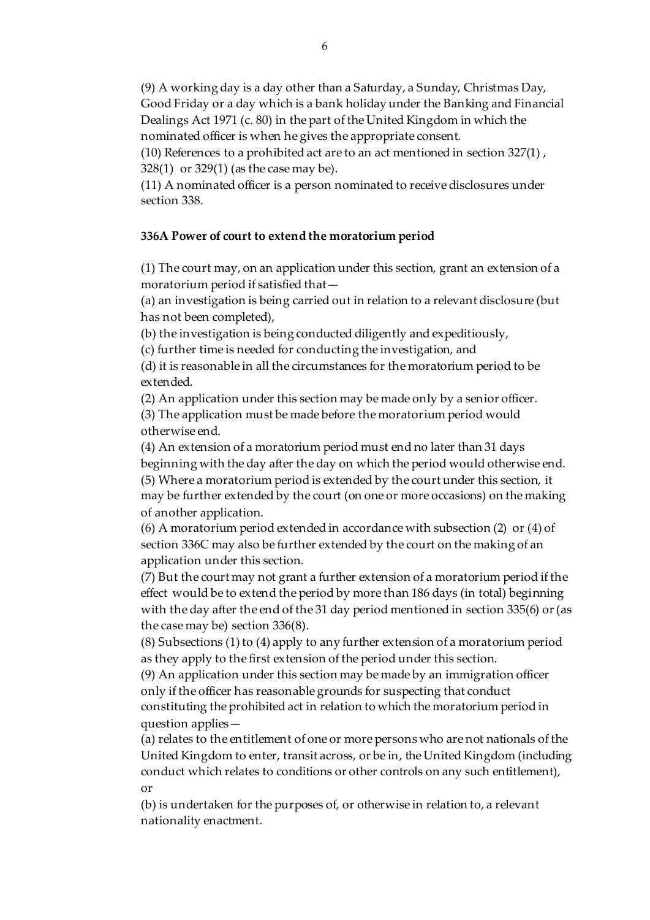(9) A working day is a day other than a Saturday, a Sunday, Christmas Day, Good Friday or a day which is a bank holiday under the Banking and Financial Dealings Act 1971 (c. 80) in the part of the United Kingdom in which the nominated officer is when he gives the appropriate consent.

(10) References to a prohibited act are to an act mentioned in section 327(1), 328(1) or 329(1) (as the case may be).

(11) A nominated officer is a person nominated to receive disclosures under section 338.

**336A Power of court to extend the moratorium period**

(1) The court may, on an application under this section, grant an extension of a moratorium period if satisfied that—

(a) an investigation is being carried out in relation to a relevant disclosure (but has not been completed),

(b) the investigation is being conducted diligently and expeditiously,

(c) further time is needed for conducting the investigation, and

(d) it is reasonable in all the circumstances for the moratorium period to be extended.

(2) An application under this section may be made only by a senior officer.

(3) The application must be made before the moratorium period would otherwise end.

(4) An extension of a moratorium period must end no later than 31 days beginning with the day after the day on which the period would otherwise end.

(5) Where a moratorium period is extended by the court under this section, it may be further extended by the court (on one or more occasions) on the making of another application.

(6) A moratorium period extended in accordance with subsection (2) or (4) of section 336C may also be further extended by the court on the making of an application under this section.

(7) But the court may not grant a further extension of a moratorium period if the effect would be to extend the period by more than 186 days (in total) beginning with the day after the end of the 31 day period mentioned in section 335(6) or (as the case may be) section 336(8).

(8) Subsections (1) to (4) apply to any further extension of a moratorium period as they apply to the first extension of the period under this section.

(9) An application under this section may be made by an immigration officer only if the officer has reasonable grounds for suspecting that conduct constituting the prohibited act in relation to which the moratorium period in question applies—

(a) relates to the entitlement of one or more persons who are not nationals of the United Kingdom to enter, transit across, or be in, the United Kingdom (including conduct which relates to conditions or other controls on any such entitlement), or

(b) is undertaken for the purposes of, or otherwise in relation to, a relevant nationality enactment.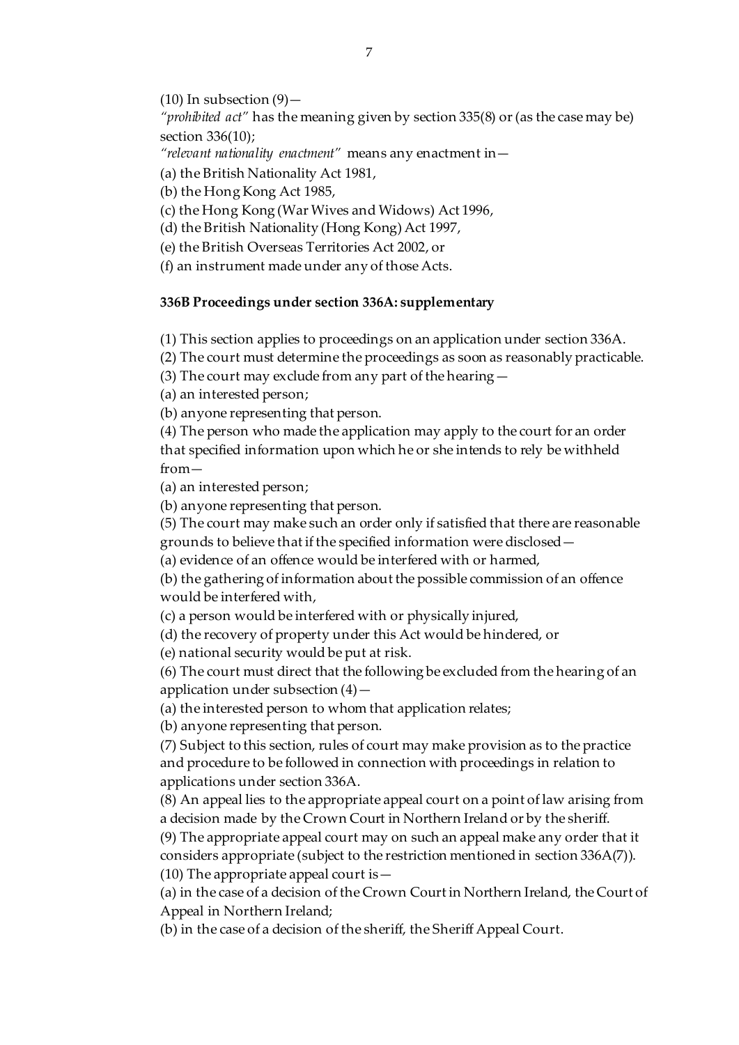(10) In subsection (9)—

*"prohibited act"* has the meaning given by section 335(8) or (as the case may be) section 336(10);

*"relevant nationality enactment"* means any enactment in—

(a) the British Nationality Act 1981,

(b) the Hong Kong Act 1985,

(c) the Hong Kong (War Wives and Widows) Act 1996,

(d) the British Nationality (Hong Kong) Act 1997,

(e) the British Overseas Territories Act 2002, or

(f) an instrument made under any of those Acts.

**336B Proceedings under section 336A: supplementary**

(1) This section applies to proceedings on an application under section 336A.

(2) The court must determine the proceedings as soon as reasonably practicable.

(3) The court may exclude from any part of the hearing—

(a) an interested person;

(b) anyone representing that person.

(4) The person who made the application may apply to the court for an order that specified information upon which he or she intends to rely be withheld from—

(a) an interested person;

(b) anyone representing that person.

(5) The court may make such an order only if satisfied that there are reasonable grounds to believe that if the specified information were disclosed—

(a) evidence of an offence would be interfered with or harmed,

(b) the gathering of information about the possible commission of an offence would be interfered with,

(c) a person would be interfered with or physically injured,

(d) the recovery of property under this Act would be hindered, or

(e) national security would be put at risk.

(6) The court must direct that the following be excluded from the hearing of an application under subsection (4)—

(a) the interested person to whom that application relates;

(b) anyone representing that person.

(7) Subject to this section, rules of court may make provision as to the practice and procedure to be followed in connection with proceedings in relation to applications under section 336A.

(8) An appeal lies to the appropriate appeal court on a point of law arising from a decision made by the Crown Court in Northern Ireland or by the sheriff.

(9) The appropriate appeal court may on such an appeal make any order that it considers appropriate (subject to the restriction mentioned in section 336A(7)).

(10) The appropriate appeal court is—

(a) in the case of a decision of the Crown Court in Northern Ireland, the Court of Appeal in Northern Ireland;

(b) in the case of a decision of the sheriff, the Sheriff Appeal Court.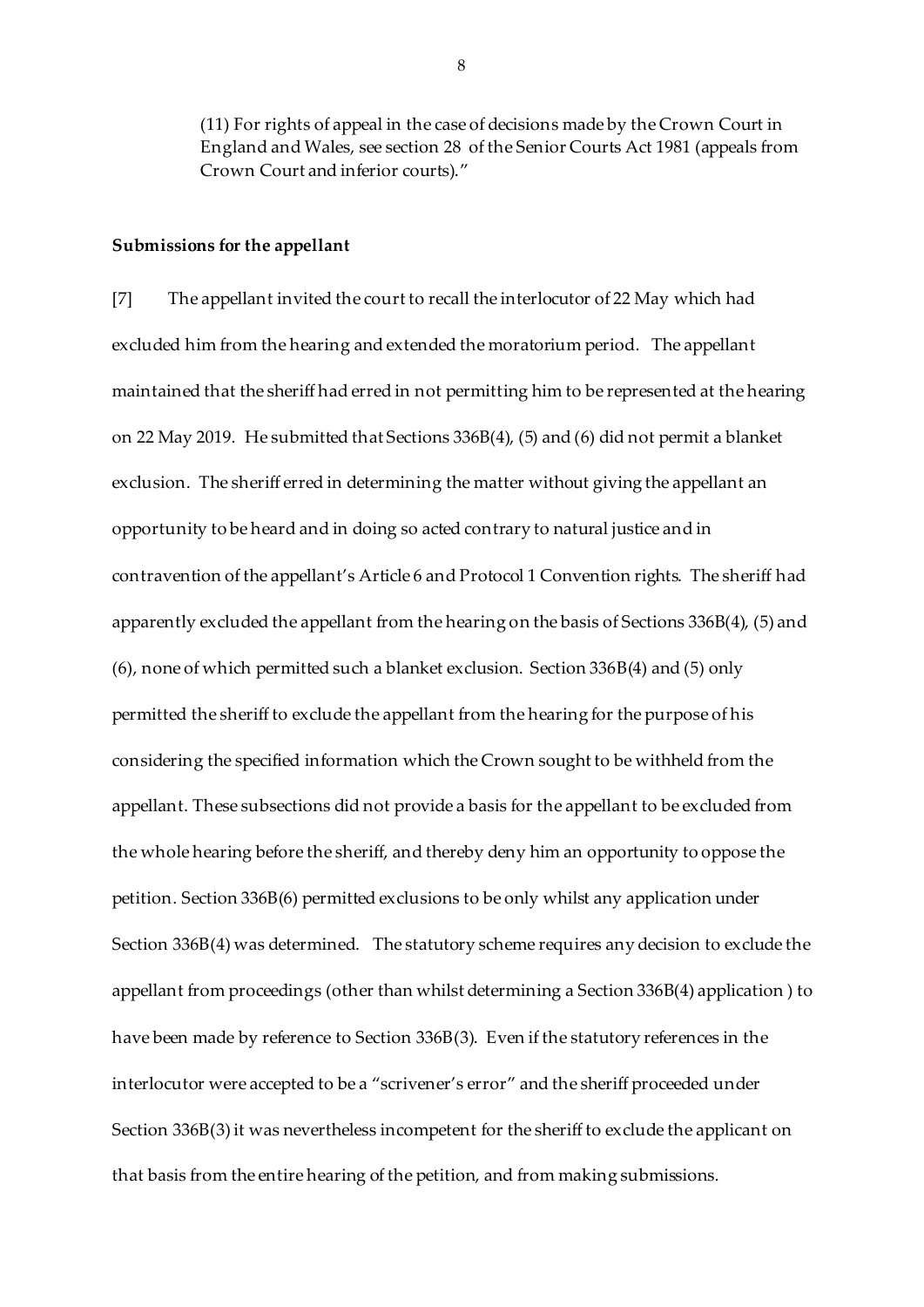(11) For rights of appeal in the case of decisions made by the Crown Court in England and Wales, see section 28 of the Senior Courts Act 1981 (appeals from Crown Court and inferior courts)."

**Submissions for the appellant**

[7] The appellant invited the court to recall the interlocutor of 22 May which had excluded him from the hearing and extended the moratorium period. The appellant maintained that the sheriff had erred in not permitting him to be represented at the hearing on 22 May 2019. He submitted that Sections 336B(4), (5) and (6) did not permit a blanket exclusion. The sheriff erred in determining the matter without giving the appellant an opportunity to be heard and in doing so acted contrary to natural justice and in contravention of the appellant's Article 6 and Protocol 1 Convention rights. The sheriff had apparently excluded the appellant from the hearing on the basis of Sections 336B(4), (5) and (6), none of which permitted such a blanket exclusion. Section 336B(4) and (5) only permitted the sheriff to exclude the appellant from the hearing for the purpose of his considering the specified information which the Crown sought to be withheld from the appellant. These subsections did not provide a basis for the appellant to be excluded from the whole hearing before the sheriff, and thereby deny him an opportunity to oppose the petition. Section 336B(6) permitted exclusions to be only whilst any application under Section 336B(4) was determined. The statutory scheme requires any decision to exclude the appellant from proceedings (other than whilst determining a Section 336B(4) application ) to have been made by reference to Section 336B(3). Even if the statutory references in the interlocutor were accepted to be a "scrivener's error" and the sheriff proceeded under Section 336B(3) it was nevertheless incompetent for the sheriff to exclude the applicant on that basis from the entire hearing of the petition, and from making submissions.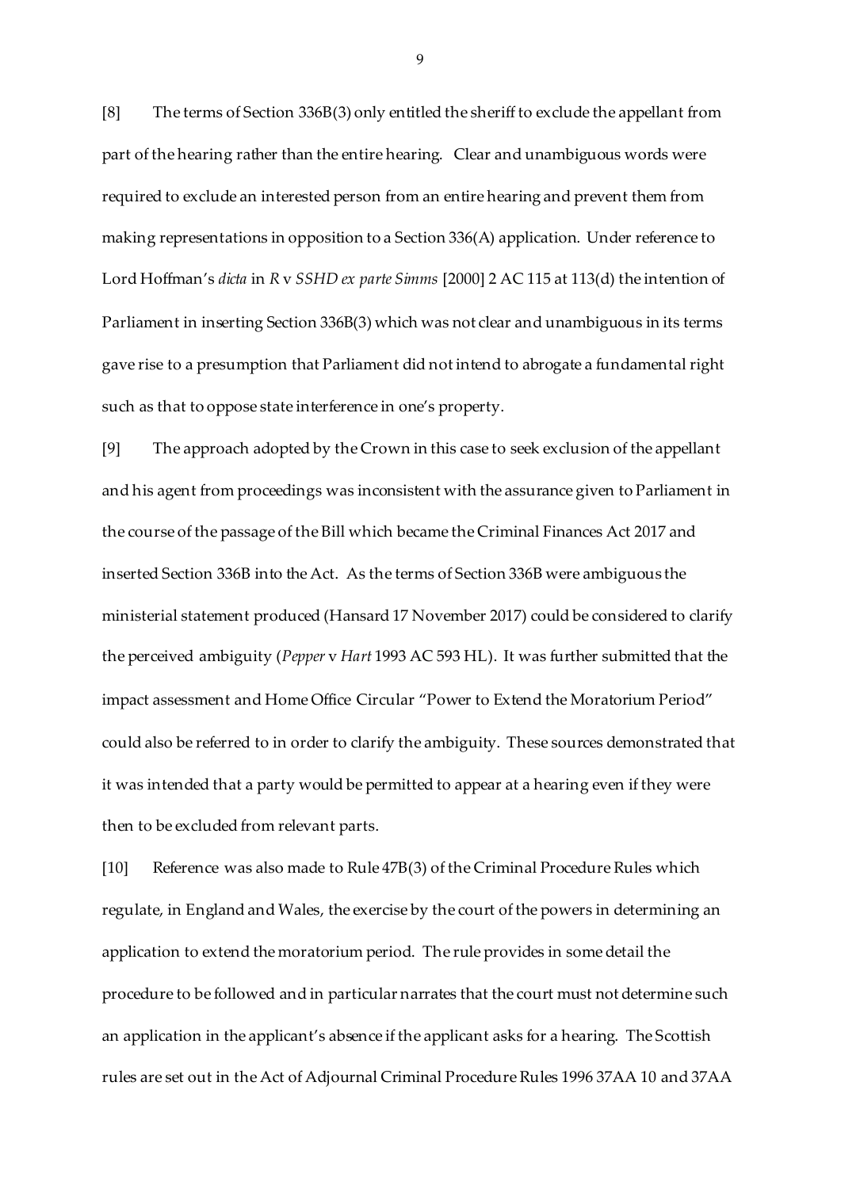[8] The terms of Section 336B(3) only entitled the sheriff to exclude the appellant from part of the hearing rather than the entire hearing. Clear and unambiguous words were required to exclude an interested person from an entire hearing and prevent them from making representations in opposition to a Section 336(A) application. Under reference to Lord Hoffman's *dicta* in *R* v *SSHD ex parte Simms* [2000] 2 AC 115 at 113(d) the intention of Parliament in inserting Section 336B(3) which was not clear and unambiguous in its terms gave rise to a presumption that Parliament did not intend to abrogate a fundamental right such as that to oppose state interference in one's property.

[9] The approach adopted by the Crown in this case to seek exclusion of the appellant and his agent from proceedings was inconsistent with the assurance given to Parliament in the course of the passage of the Bill which became the Criminal Finances Act 2017 and inserted Section 336B into the Act. As the terms of Section 336B were ambiguous the ministerial statement produced (Hansard 17 November 2017) could be considered to clarify the perceived ambiguity (*Pepper* v *Hart* 1993 AC 593 HL). It was further submitted that the impact assessment and Home Office Circular "Power to Extend the Moratorium Period" could also be referred to in order to clarify the ambiguity. These sources demonstrated that it was intended that a party would be permitted to appear at a hearing even if they were then to be excluded from relevant parts.

[10] Reference was also made to Rule 47B(3) of the Criminal Procedure Rules which regulate, in England and Wales, the exercise by the court of the powers in determining an application to extend the moratorium period. The rule provides in some detail the procedure to be followed and in particular narrates that the court must not determine such an application in the applicant's absence if the applicant asks for a hearing. The Scottish rules are set out in the Act of Adjournal Criminal Procedure Rules 1996 37AA 10 and 37AA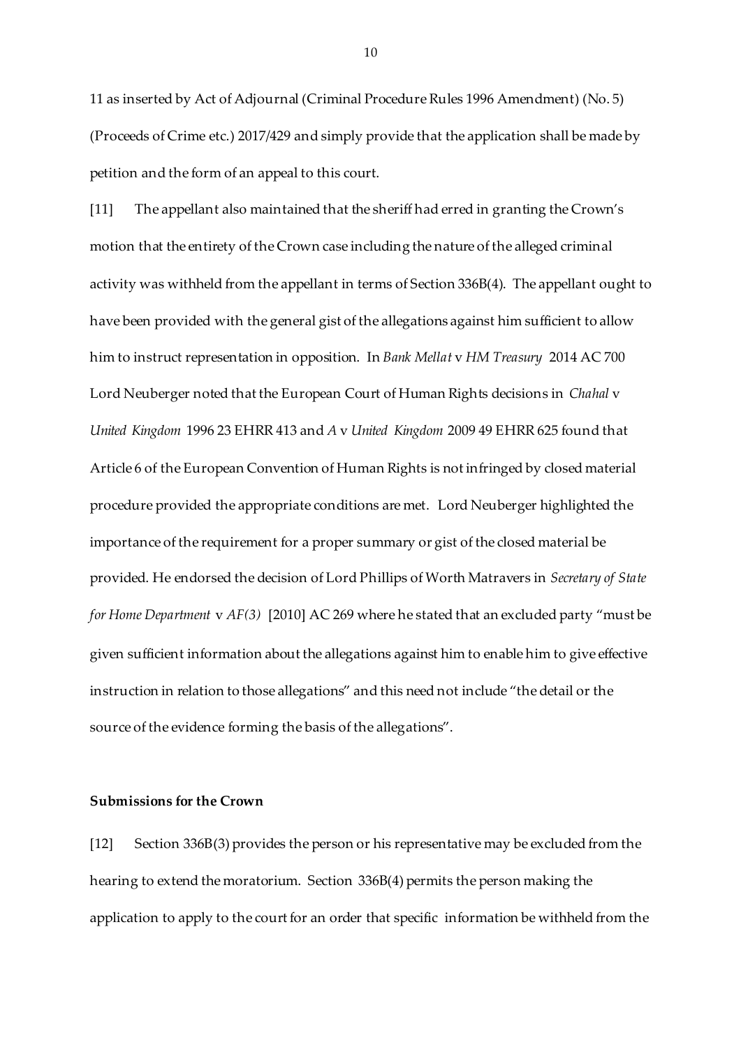11 as inserted by Act of Adjournal (Criminal Procedure Rules 1996 Amendment) (No. 5) (Proceeds of Crime etc.) 2017/429 and simply provide that the application shall be made by petition and the form of an appeal to this court.

[11] The appellant also maintained that the sheriff had erred in granting the Crown's motion that the entirety of the Crown case including the nature of the alleged criminal activity was withheld from the appellant in terms of Section 336B(4). The appellant ought to have been provided with the general gist of the allegations against him sufficient to allow him to instruct representation in opposition. In *Bank Mellat* v *HM Treasury* 2014 AC 700 Lord Neuberger noted that the European Court of Human Rights decisions in *Chahal* v *United Kingdom* 1996 23 EHRR 413 and *A* v *United Kingdom* 2009 49 EHRR 625 found that Article 6 of the European Convention of Human Rights is not infringed by closed material procedure provided the appropriate conditions are met. Lord Neuberger highlighted the importance of the requirement for a proper summary or gist of the closed material be provided. He endorsed the decision of Lord Phillips of Worth Matravers in *Secretary of State for Home Department* v *AF(3)* [2010] AC 269 where he stated that an excluded party "must be given sufficient information about the allegations against him to enable him to give effective instruction in relation to those allegations" and this need not include "the detail or the source of the evidence forming the basis of the allegations".

**Submissions for the Crown**

[12] Section 336B(3) provides the person or his representative may be excluded from the hearing to extend the moratorium. Section 336B(4) permits the person making the application to apply to the court for an order that specific information be withheld from the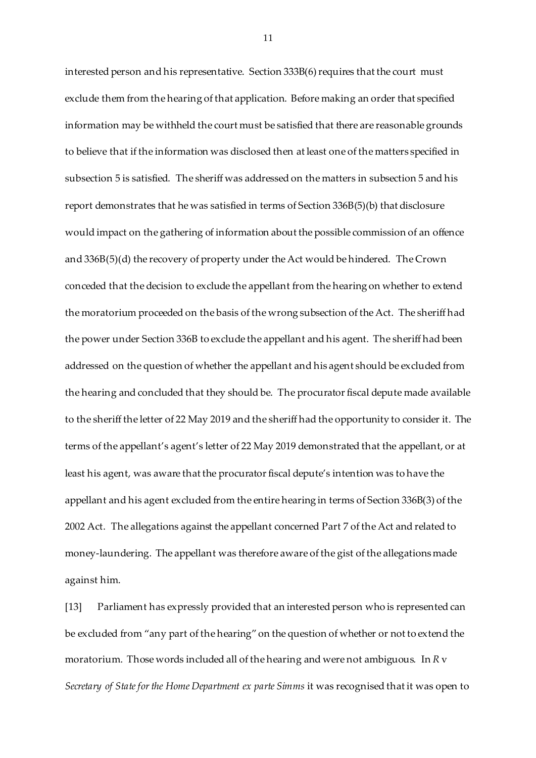interested person and his representative. Section 333B(6) requires that the court must exclude them from the hearing of that application. Before making an order that specified information may be withheld the court must be satisfied that there are reasonable grounds to believe that if the information was disclosed then at least one of the matters specified in subsection 5 is satisfied. The sheriff was addressed on the matters in subsection 5 and his report demonstrates that he was satisfied in terms of Section 336B(5)(b) that disclosure would impact on the gathering of information about the possible commission of an offence and 336B(5)(d) the recovery of property under the Act would be hindered. The Crown conceded that the decision to exclude the appellant from the hearing on whether to extend the moratorium proceeded on the basis of the wrong subsection of the Act. The sheriff had the power under Section 336B to exclude the appellant and his agent. The sheriff had been addressed on the question of whether the appellant and his agent should be excluded from the hearing and concluded that they should be. The procurator fiscal depute made available to the sheriff the letter of 22 May 2019 and the sheriff had the opportunity to consider it. The terms of the appellant's agent's letter of 22 May 2019 demonstrated that the appellant, or at least his agent, was aware that the procurator fiscal depute's intention was to have the appellant and his agent excluded from the entire hearing in terms of Section 336B(3) of the 2002 Act. The allegations against the appellant concerned Part 7 of the Act and related to money-laundering. The appellant was therefore aware of the gist of the allegations made against him.

[13] Parliament has expressly provided that an interested person who is represented can be excluded from "any part of the hearing" on the question of whether or not to extend the moratorium. Those words included all of the hearing and were not ambiguous. In *R* v *Secretary of State for the Home Department ex parte Simms* it was recognised that it was open to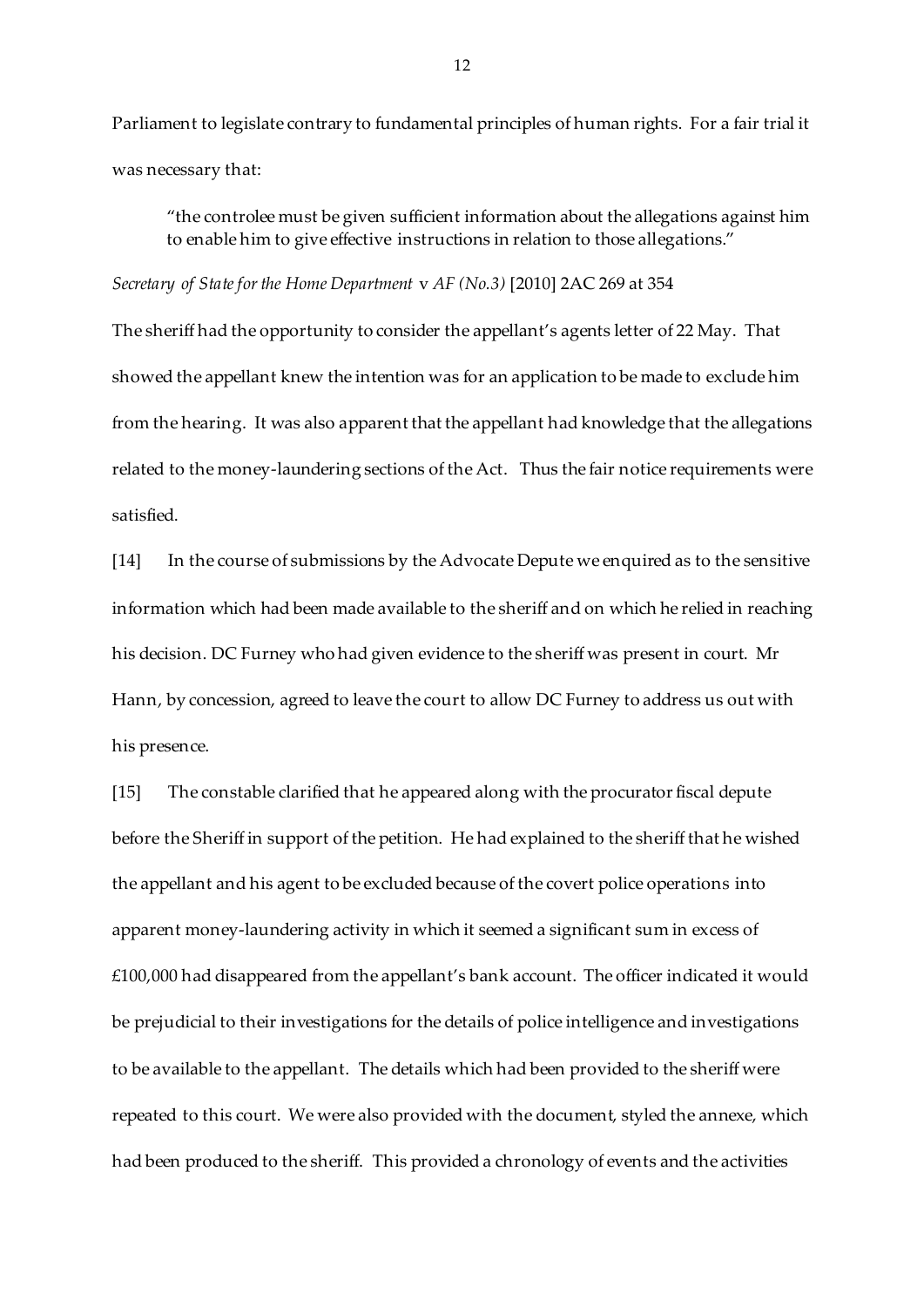Parliament to legislate contrary to fundamental principles of human rights. For a fair trial it was necessary that:

> "the controlee must be given sufficient information about the allegations against him to enable him to give effective instructions in relation to those allegations."

*Secretary of State for the Home Department* v *AF (No.3)* [2010] 2AC 269 at 354

The sheriff had the opportunity to consider the appellant's agents letter of 22 May. That showed the appellant knew the intention was for an application to be made to exclude him from the hearing. It was also apparent that the appellant had knowledge that the allegations related to the money-laundering sections of the Act. Thus the fair notice requirements were satisfied.

[14] In the course of submissions by the Advocate Depute we enquired as to the sensitive information which had been made available to the sheriff and on which he relied in reaching his decision. DC Furney who had given evidence to the sheriff was present in court. Mr Hann, by concession, agreed to leave the court to allow DC Furney to address us out with his presence.

[15] The constable clarified that he appeared along with the procurator fiscal depute before the Sheriff in support of the petition. He had explained to the sheriff that he wished the appellant and his agent to be excluded because of the covert police operations into apparent money-laundering activity in which it seemed a significant sum in excess of £100,000 had disappeared from the appellant's bank account. The officer indicated it would be prejudicial to their investigations for the details of police intelligence and investigations to be available to the appellant. The details which had been provided to the sheriff were repeated to this court. We were also provided with the document, styled the annexe, which had been produced to the sheriff. This provided a chronology of events and the activities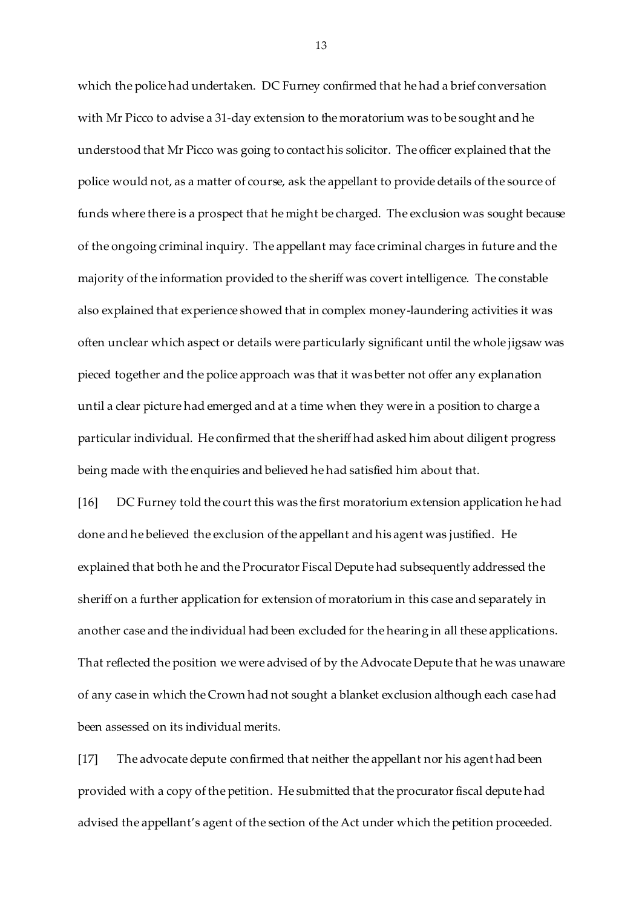which the police had undertaken. DC Furney confirmed that he had a brief conversation with Mr Picco to advise a 31-day extension to the moratorium was to be sought and he understood that Mr Picco was going to contact his solicitor. The officer explained that the police would not, as a matter of course, ask the appellant to provide details of the source of funds where there is a prospect that he might be charged. The exclusion was sought because of the ongoing criminal inquiry. The appellant may face criminal charges in future and the majority of the information provided to the sheriff was covert intelligence. The constable also explained that experience showed that in complex money-laundering activities it was often unclear which aspect or details were particularly significant until the whole jigsaw was pieced together and the police approach was that it was better not offer any explanation until a clear picture had emerged and at a time when they were in a position to charge a particular individual. He confirmed that the sheriff had asked him about diligent progress being made with the enquiries and believed he had satisfied him about that.

[16] DC Furney told the court this was the first moratorium extension application he had done and he believed the exclusion of the appellant and his agent was justified. He explained that both he and the Procurator Fiscal Depute had subsequently addressed the sheriff on a further application for extension of moratorium in this case and separately in another case and the individual had been excluded for the hearing in all these applications. That reflected the position we were advised of by the Advocate Depute that he was unaware of any case in which the Crown had not sought a blanket exclusion although each case had been assessed on its individual merits.

[17] The advocate depute confirmed that neither the appellant nor his agent had been provided with a copy of the petition. He submitted that the procurator fiscal depute had advised the appellant's agent of the section of the Act under which the petition proceeded.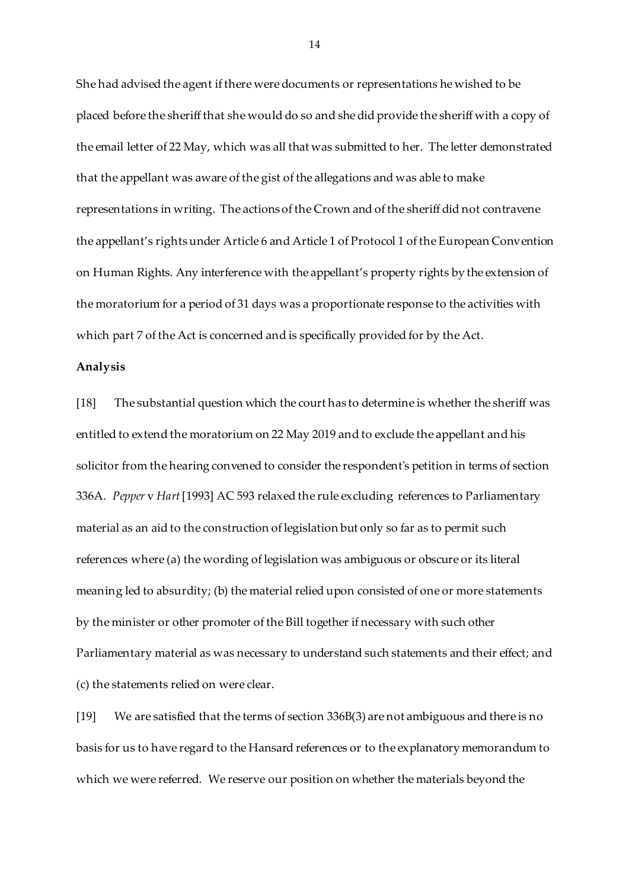She had advised the agent if there were documents or representations he wished to be placed before the sheriff that she would do so and she did provide the sheriff with a copy of the email letter of 22 May, which was all that was submitted to her. The letter demonstrated that the appellant was aware of the gist of the allegations and was able to make representations in writing. The actions of the Crown and of the sheriff did not contravene the appellant's rights under Article 6 and Article 1 of Protocol 1 of the European Convention on Human Rights. Any interference with the appellant's property rights by the extension of the moratorium for a period of 31 days was a proportionate response to the activities with which part 7 of the Act is concerned and is specifically provided for by the Act.

**Analysis**

[18] The substantial question which the court has to determine is whether the sheriff was entitled to extend the moratorium on 22 May 2019 and to exclude the appellant and his solicitor from the hearing convened to consider the respondent's petition in terms of section 336A. *Pepper* v *Hart* [1993] AC 593 relaxed the rule excluding references to Parliamentary material as an aid to the construction of legislation but only so far as to permit such references where (a) the wording of legislation was ambiguous or obscure or its literal meaning led to absurdity; (b) the material relied upon consisted of one or more statements by the minister or other promoter of the Bill together if necessary with such other Parliamentary material as was necessary to understand such statements and their effect; and (c) the statements relied on were clear.

[19] We are satisfied that the terms of section 336B(3) are not ambiguous and there is no basis for us to have regard to the Hansard references or to the explanatory memorandum to which we were referred. We reserve our position on whether the materials beyond the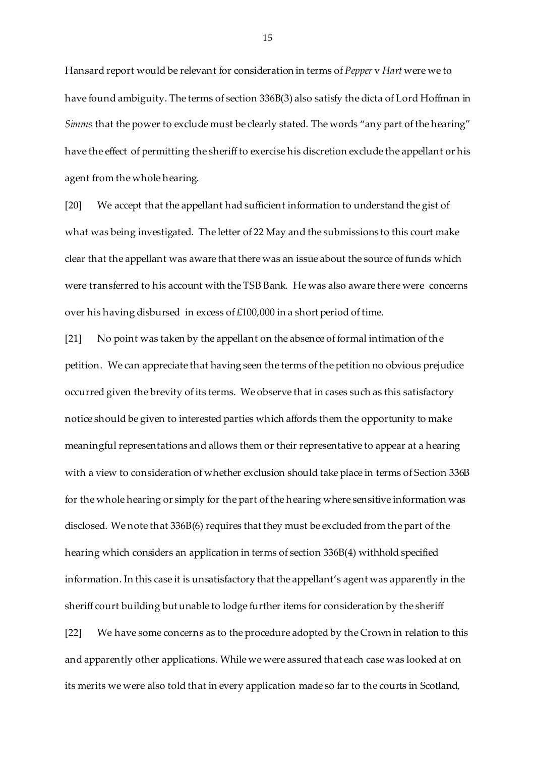Hansard report would be relevant for consideration in terms of *Pepper* v *Hart* were we to have found ambiguity. The terms of section 336B(3) also satisfy the dicta of Lord Hoffman in *Simms* that the power to exclude must be clearly stated. The words "any part of the hearing" have the effect of permitting the sheriff to exercise his discretion exclude the appellant or his agent from the whole hearing.

[20] We accept that the appellant had sufficient information to understand the gist of what was being investigated. The letter of 22 May and the submissions to this court make clear that the appellant was aware that there was an issue about the source of funds which were transferred to his account with the TSB Bank. He was also aware there were concerns over his having disbursed in excess of £100,000 in a short period of time.

[21] No point was taken by the appellant on the absence of formal intimation of the petition. We can appreciate that having seen the terms of the petition no obvious prejudice occurred given the brevity of its terms. We observe that in cases such as this satisfactory notice should be given to interested parties which affords them the opportunity to make meaningful representations and allows them or their representative to appear at a hearing with a view to consideration of whether exclusion should take place in terms of Section 336B for the whole hearing or simply for the part of the hearing where sensitive information was disclosed. We note that 336B(6) requires that they must be excluded from the part of the hearing which considers an application in terms of section 336B(4) withhold specified information. In this case it is unsatisfactory that the appellant's agent was apparently in the sheriff court building but unable to lodge further items for consideration by the sheriff

[22] We have some concerns as to the procedure adopted by the Crown in relation to this and apparently other applications. While we were assured that each case was looked at on its merits we were also told that in every application made so far to the courts in Scotland,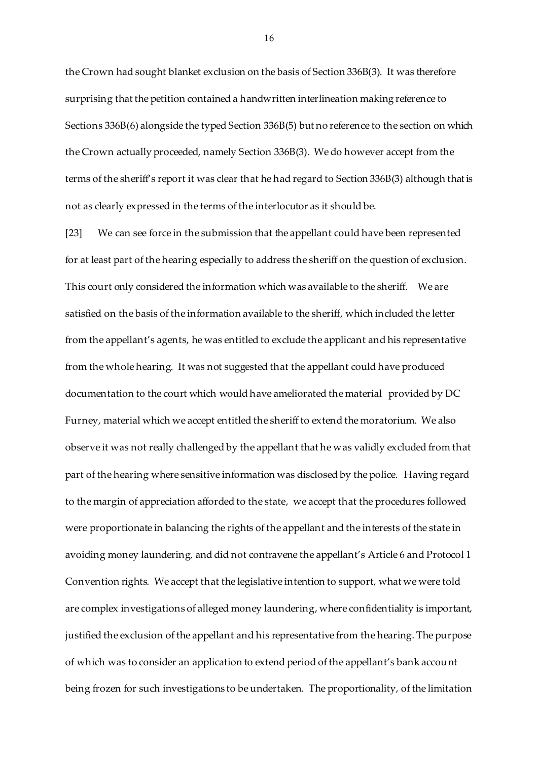the Crown had sought blanket exclusion on the basis of Section 336B(3). It was therefore surprising that the petition contained a handwritten interlineation making reference to Sections 336B(6) alongside the typed Section 336B(5) but no reference to the section on which the Crown actually proceeded, namely Section 336B(3). We do however accept from the terms of the sheriff's report it was clear that he had regard to Section 336B(3) although that is not as clearly expressed in the terms of the interlocutor as it should be.

[23] We can see force in the submission that the appellant could have been represented for at least part of the hearing especially to address the sheriff on the question of exclusion. This court only considered the information which was available to the sheriff. We are satisfied on the basis of the information available to the sheriff, which included the letter from the appellant's agents, he was entitled to exclude the applicant and his representative from the whole hearing. It was not suggested that the appellant could have produced documentation to the court which would have ameliorated the material provided by DC Furney, material which we accept entitled the sheriff to extend the moratorium. We also observe it was not really challenged by the appellant that he was validly excluded from that part of the hearing where sensitive information was disclosed by the police. Having regard to the margin of appreciation afforded to the state, we accept that the procedures followed were proportionate in balancing the rights of the appellant and the interests of the state in avoiding money laundering, and did not contravene the appellant's Article 6 and Protocol 1 Convention rights. We accept that the legislative intention to support, what we were told are complex investigations of alleged money laundering, where confidentiality is important, justified the exclusion of the appellant and his representative from the hearing. The purpose of which was to consider an application to extend period of the appellant's bank account being frozen for such investigations to be undertaken. The proportionality, of the limitation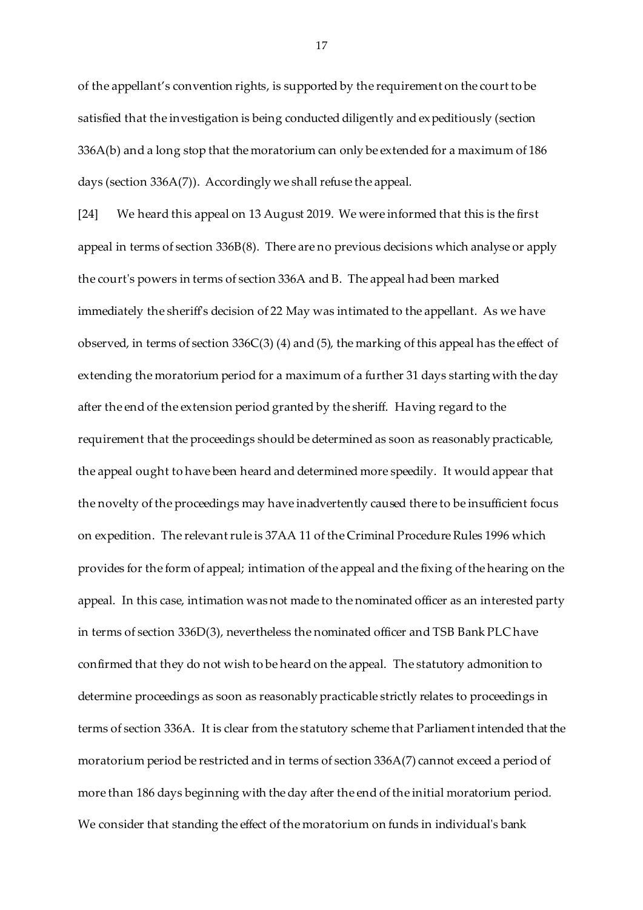of the appellant's convention rights, is supported by the requirement on the court to be satisfied that the investigation is being conducted diligently and expeditiously (section 336A(b) and a long stop that the moratorium can only be extended for a maximum of 186 days (section 336A(7)). Accordingly we shall refuse the appeal.

[24] We heard this appeal on 13 August 2019. We were informed that this is the first appeal in terms of section 336B(8). There are no previous decisions which analyse or apply the court's powers in terms of section 336A and B. The appeal had been marked immediately the sheriff's decision of 22 May was intimated to the appellant. As we have observed, in terms of section 336C(3) (4) and (5), the marking of this appeal has the effect of extending the moratorium period for a maximum of a further 31 days starting with the day after the end of the extension period granted by the sheriff. Having regard to the requirement that the proceedings should be determined as soon as reasonably practicable, the appeal ought to have been heard and determined more speedily. It would appear that the novelty of the proceedings may have inadvertently caused there to be insufficient focus on expedition. The relevant rule is 37AA 11 of the Criminal Procedure Rules 1996 which provides for the form of appeal; intimation of the appeal and the fixing of the hearing on the appeal. In this case, intimation was not made to the nominated officer as an interested party in terms of section 336D(3), nevertheless the nominated officer and TSB Bank PLC have confirmed that they do not wish to be heard on the appeal. The statutory admonition to determine proceedings as soon as reasonably practicable strictly relates to proceedings in terms of section 336A. It is clear from the statutory scheme that Parliament intended that the moratorium period be restricted and in terms of section 336A(7) cannot exceed a period of more than 186 days beginning with the day after the end of the initial moratorium period. We consider that standing the effect of the moratorium on funds in individual's bank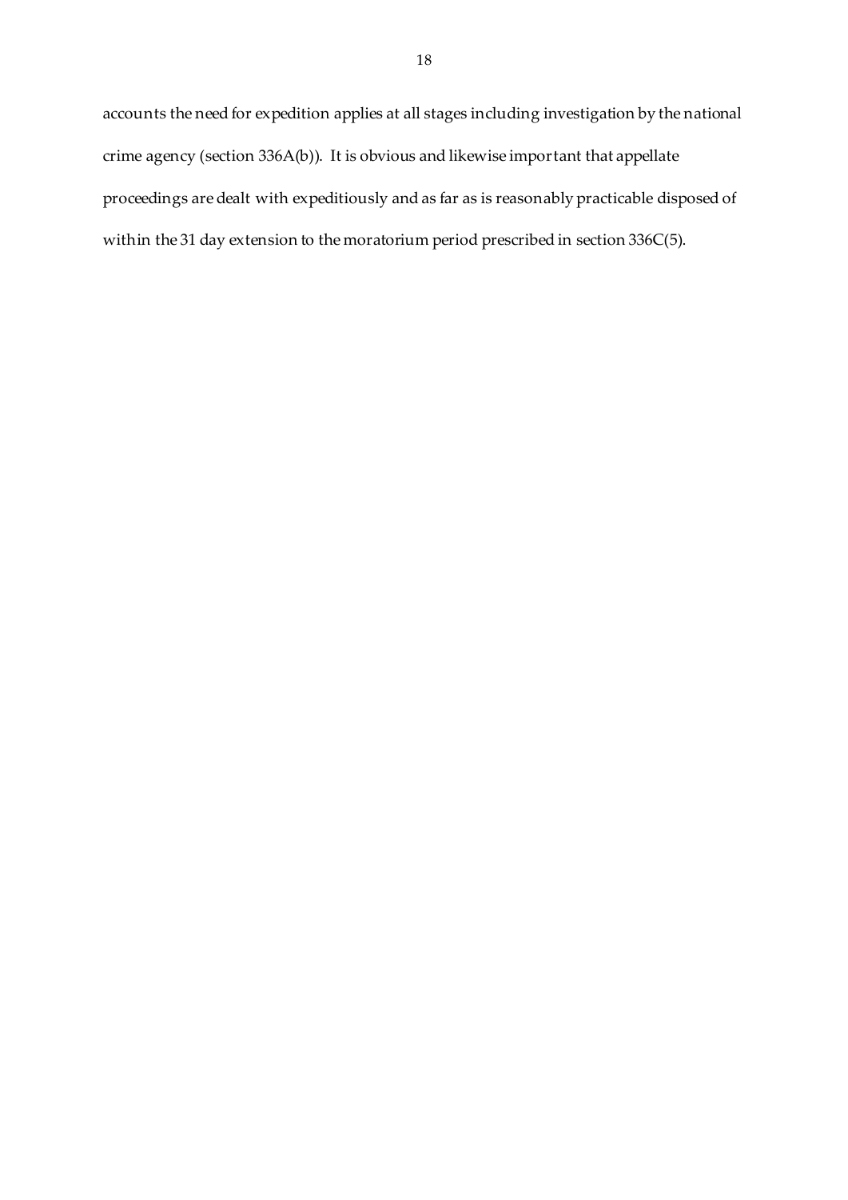accounts the need for expedition applies at all stages including investigation by the national crime agency (section 336A(b)). It is obvious and likewise important that appellate proceedings are dealt with expeditiously and as far as is reasonably practicable disposed of within the 31 day extension to the moratorium period prescribed in section 336C(5).